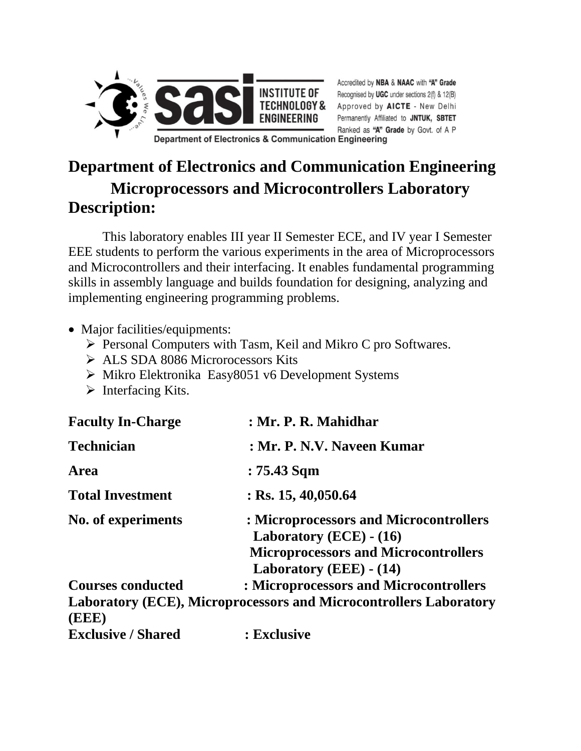Accredited by **NBA** & **NAAC** with **"A" Grade**
Recognised by **UGC** under sections 2(f) & 12(B)
Approved by **AICTE** - New Delhi
Permanently Affiliated to **JNTUK, SBTET**
Ranked as **"A" Grade** by Govt. of A P

**Department of Electronics & Communication Engineering**

# Department of Electronics and Communication Engineering

## Microprocessors and Microcontrollers Laboratory

## Description:

This laboratory enables III year II Semester ECE, and IV year I Semester EEE students to perform the various experiments in the area of Microprocessors and Microcontrollers and their interfacing. It enables fundamental programming skills in assembly language and builds foundation for designing, analyzing and implementing engineering programming problems.

- Major facilities/equipments:
  - Personal Computers with Tasm, Keil and Mikro C pro Softwares.
  - ALS SDA 8086 Microrocessors Kits
  - Mikro Elektronika Easy8051 v6 Development Systems
  - Interfacing Kits.

**Faculty In-Charge : Mr. P. R. Mahidhar**

**Technician : Mr. P. N.V. Naveen Kumar**

**Area : 75.43 Sqm**

**Total Investment : Rs. 15, 40,050.64**

**No. of experiments : Microprocessors and Microcontrollers Laboratory (ECE) - (16)**
**Microprocessors and Microcontrollers Laboratory (EEE) - (14)**

**Courses conducted : Microprocessors and Microcontrollers Laboratory (ECE), Microprocessors and Microcontrollers Laboratory (EEE)**

**Exclusive / Shared : Exclusive**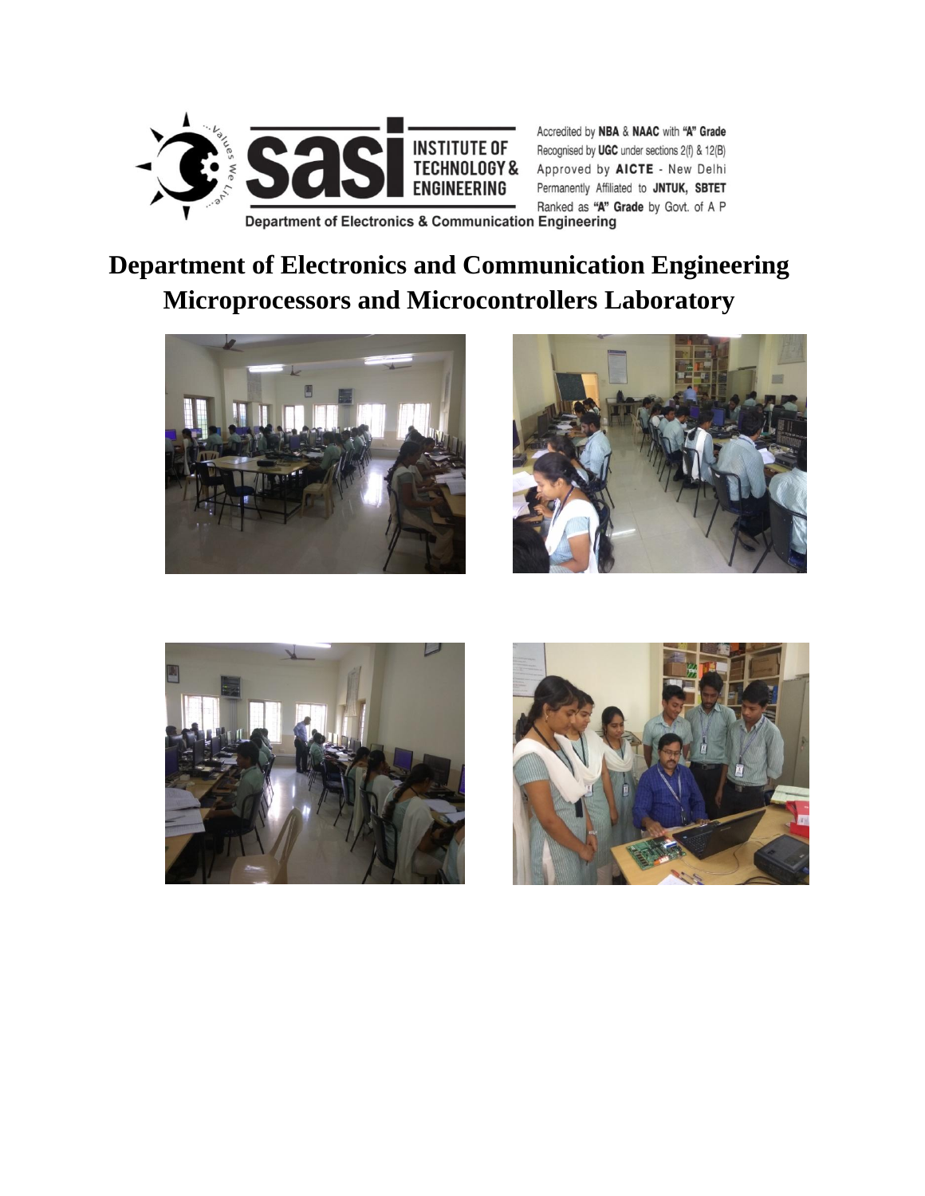Accredited by **NBA** & **NAAC** with **"A" Grade**
Recognised by **UGC** under sections 2(f) & 12(B)
Approved by **AICTE** - New Delhi
Permanently Affiliated to **JNTUK, SBTET**
Ranked as **"A" Grade** by Govt. of A P

Department of Electronics & Communication Engineering

# Department of Electronics and Communication Engineering
# Microprocessors and Microcontrollers Laboratory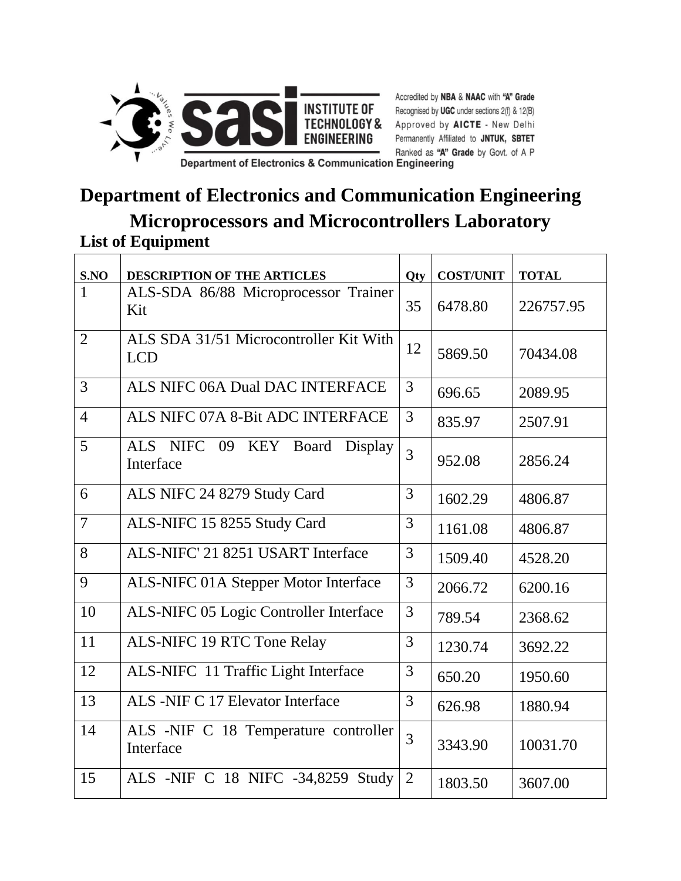Accredited by NBA & NAAC with "A" Grade
Recognised by UGC under sections 2(f) & 12(B)
Approved by AICTE - New Delhi
Permanently Affiliated to JNTUK, SBTET
Ranked as "A" Grade by Govt. of A P

Department of Electronics & Communication Engineering

# Department of Electronics and Communication Engineering

## Microprocessors and Microcontrollers Laboratory

### List of Equipment

| S.NO | DESCRIPTION OF THE ARTICLES | Qty | COST/UNIT | TOTAL |
|---|---|---|---|---|
| 1 | ALS-SDA 86/88 Microprocessor Trainer Kit | 35 | 6478.80 | 226757.95 |
| 2 | ALS SDA 31/51 Microcontroller Kit With LCD | 12 | 5869.50 | 70434.08 |
| 3 | ALS NIFC 06A Dual DAC INTERFACE | 3 | 696.65 | 2089.95 |
| 4 | ALS NIFC 07A 8-Bit ADC INTERFACE | 3 | 835.97 | 2507.91 |
| 5 | ALS NIFC 09 KEY Board Display Interface | 3 | 952.08 | 2856.24 |
| 6 | ALS NIFC 24 8279 Study Card | 3 | 1602.29 | 4806.87 |
| 7 | ALS-NIFC 15 8255 Study Card | 3 | 1161.08 | 4806.87 |
| 8 | ALS-NIFC' 21 8251 USART Interface | 3 | 1509.40 | 4528.20 |
| 9 | ALS-NIFC 01A Stepper Motor Interface | 3 | 2066.72 | 6200.16 |
| 10 | ALS-NIFC 05 Logic Controller Interface | 3 | 789.54 | 2368.62 |
| 11 | ALS-NIFC 19 RTC Tone Relay | 3 | 1230.74 | 3692.22 |
| 12 | ALS-NIFC 11 Traffic Light Interface | 3 | 650.20 | 1950.60 |
| 13 | ALS -NIF C 17 Elevator Interface | 3 | 626.98 | 1880.94 |
| 14 | ALS -NIF C 18 Temperature controller Interface | 3 | 3343.90 | 10031.70 |
| 15 | ALS -NIF C 18 NIFC -34,8259 Study | 2 | 1803.50 | 3607.00 |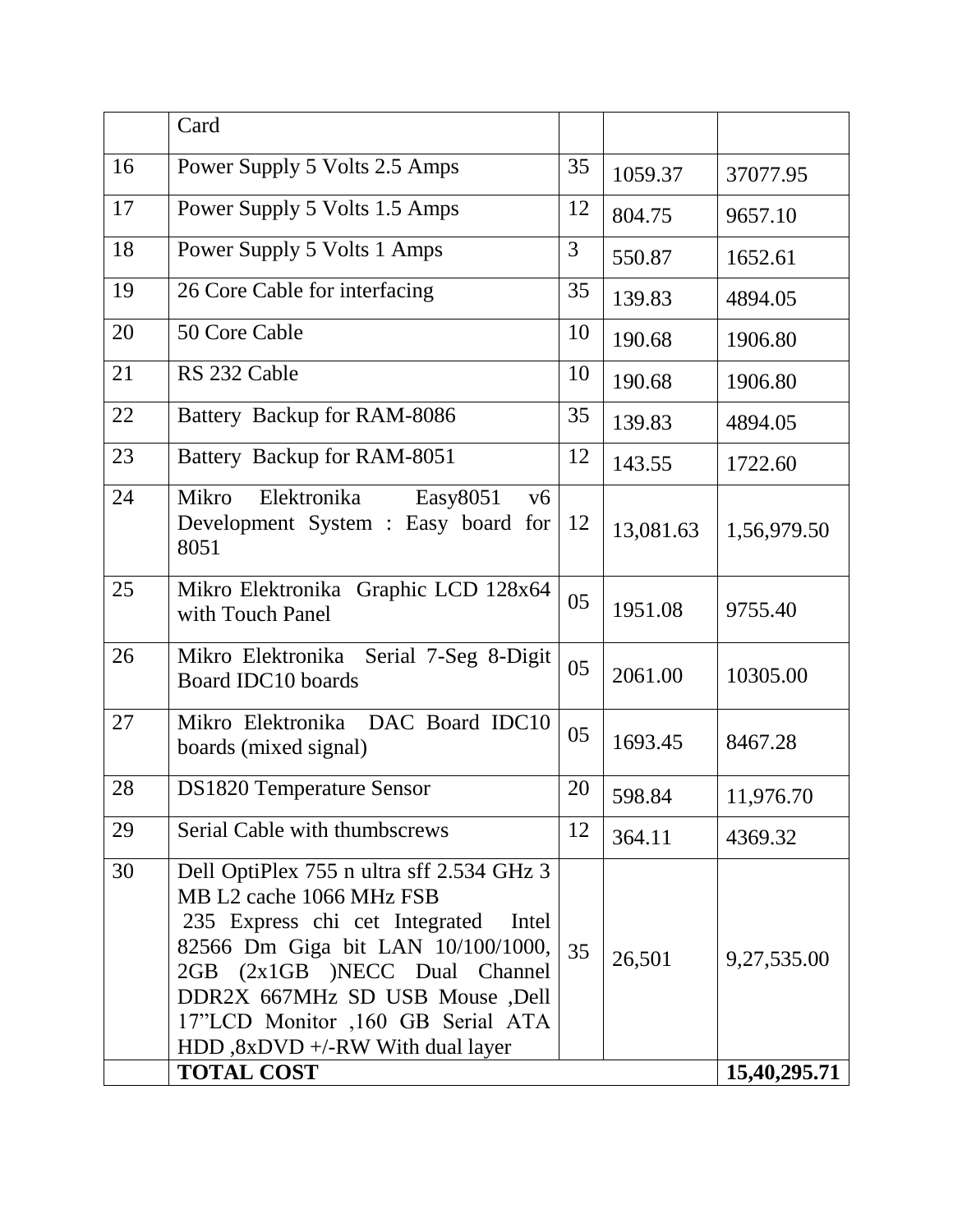| | | | | |
|---|---|---|---|---|
| | Card | | | |
| 16 | Power Supply 5 Volts 2.5 Amps | 35 | 1059.37 | 37077.95 |
| 17 | Power Supply 5 Volts 1.5 Amps | 12 | 804.75 | 9657.10 |
| 18 | Power Supply 5 Volts 1 Amps | 3 | 550.87 | 1652.61 |
| 19 | 26 Core Cable for interfacing | 35 | 139.83 | 4894.05 |
| 20 | 50 Core Cable | 10 | 190.68 | 1906.80 |
| 21 | RS 232 Cable | 10 | 190.68 | 1906.80 |
| 22 | Battery Backup for RAM-8086 | 35 | 139.83 | 4894.05 |
| 23 | Battery Backup for RAM-8051 | 12 | 143.55 | 1722.60 |
| 24 | Mikro Elektronika Easy8051 v6 Development System : Easy board for 8051 | 12 | 13,081.63 | 1,56,979.50 |
| 25 | Mikro Elektronika Graphic LCD 128x64 with Touch Panel | 05 | 1951.08 | 9755.40 |
| 26 | Mikro Elektronika Serial 7-Seg 8-Digit Board IDC10 boards | 05 | 2061.00 | 10305.00 |
| 27 | Mikro Elektronika DAC Board IDC10 boards (mixed signal) | 05 | 1693.45 | 8467.28 |
| 28 | DS1820 Temperature Sensor | 20 | 598.84 | 11,976.70 |
| 29 | Serial Cable with thumbscrews | 12 | 364.11 | 4369.32 |
| 30 | Dell OptiPlex 755 n ultra sff 2.534 GHz 3 MB L2 cache 1066 MHz FSB 235 Express chi cet Integrated Intel 82566 Dm Giga bit LAN 10/100/1000, 2GB (2x1GB )NECC Dual Channel DDR2X 667MHz SD USB Mouse ,Dell 17"LCD Monitor ,160 GB Serial ATA HDD ,8xDVD +/-RW With dual layer | 35 | 26,501 | 9,27,535.00 |
| | **TOTAL COST** | | | **15,40,295.71** |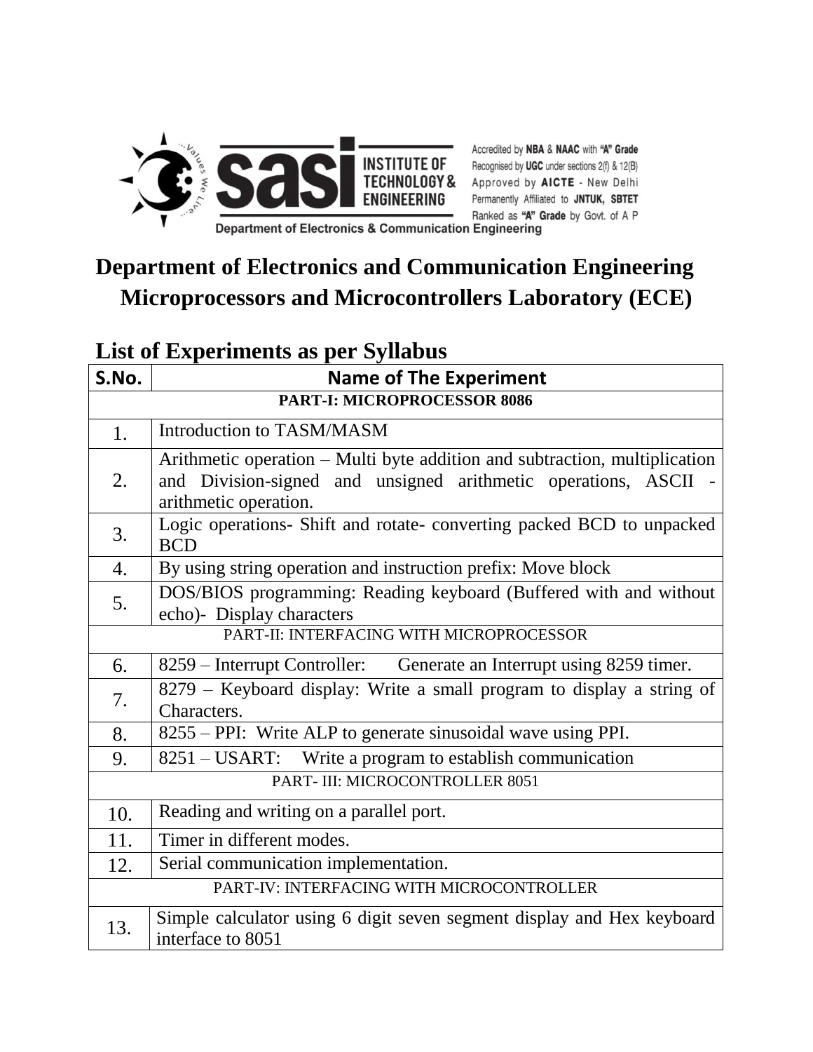Accredited by **NBA** & **NAAC** with **"A" Grade**
Recognised by **UGC** under sections 2(f) & 12(B)
Approved by **AICTE** - New Delhi
Permanently Affiliated to **JNTUK, SBTET**
Ranked as **"A" Grade** by Govt. of A P

Department of Electronics & Communication Engineering

# Department of Electronics and Communication Engineering
# Microprocessors and Microcontrollers Laboratory (ECE)

## List of Experiments as per Syllabus

| S.No. | Name of The Experiment |
|---|---|
| **PART-I: MICROPROCESSOR 8086** | |
| 1. | Introduction to TASM/MASM |
| 2. | Arithmetic operation – Multi byte addition and subtraction, multiplication and Division-signed and unsigned arithmetic operations, ASCII - arithmetic operation. |
| 3. | Logic operations- Shift and rotate- converting packed BCD to unpacked BCD |
| 4. | By using string operation and instruction prefix: Move block |
| 5. | DOS/BIOS programming: Reading keyboard (Buffered with and without echo)- Display characters |
| PART-II: INTERFACING WITH MICROPROCESSOR | |
| 6. | 8259 – Interrupt Controller: Generate an Interrupt using 8259 timer. |
| 7. | 8279 – Keyboard display: Write a small program to display a string of Characters. |
| 8. | 8255 – PPI: Write ALP to generate sinusoidal wave using PPI. |
| 9. | 8251 – USART: Write a program to establish communication |
| PART- III: MICROCONTROLLER 8051 | |
| 10. | Reading and writing on a parallel port. |
| 11. | Timer in different modes. |
| 12. | Serial communication implementation. |
| PART-IV: INTERFACING WITH MICROCONTROLLER | |
| 13. | Simple calculator using 6 digit seven segment display and Hex keyboard interface to 8051 |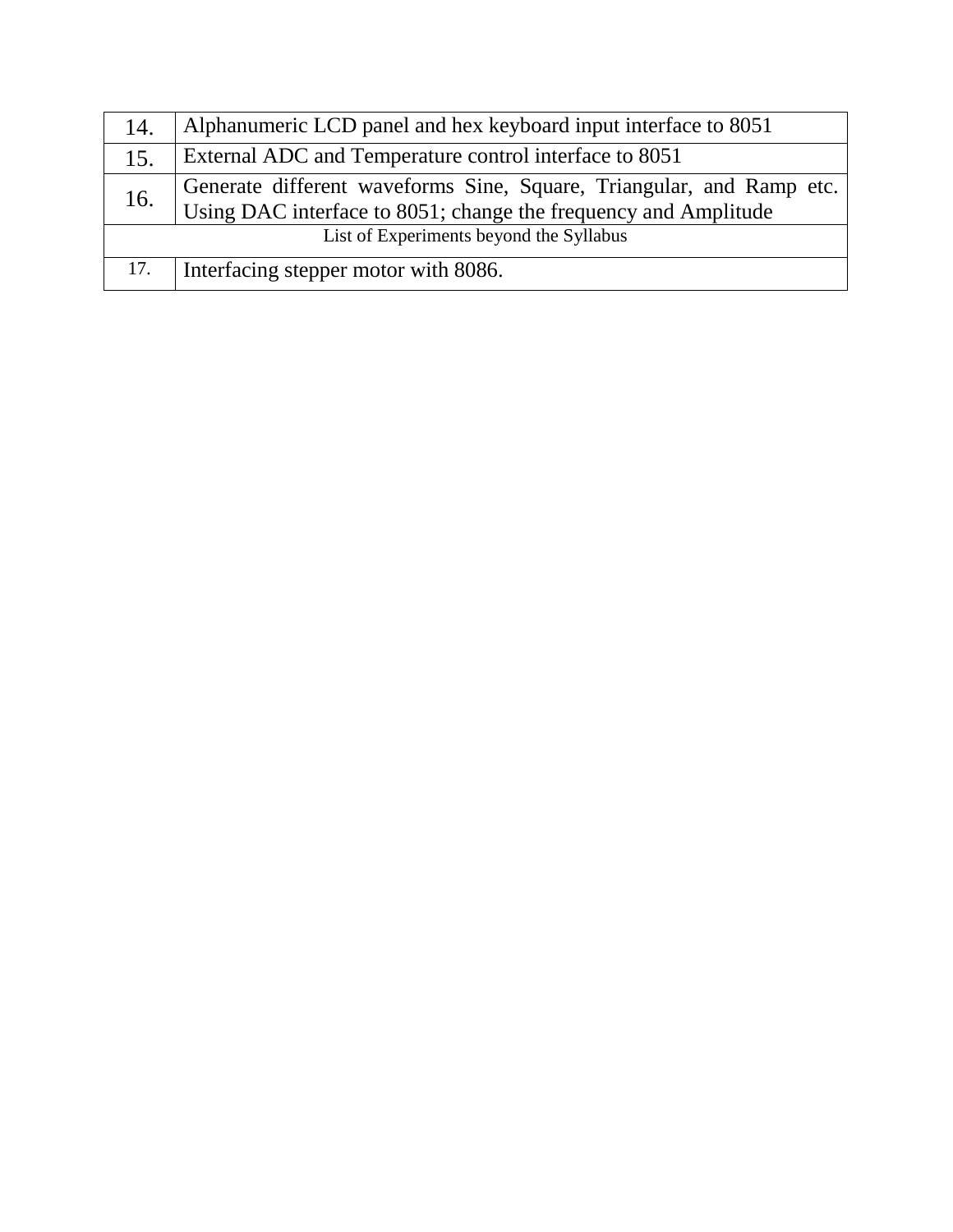| | |
|---|---|
| 14. | Alphanumeric LCD panel and hex keyboard input interface to 8051 |
| 15. | External ADC and Temperature control interface to 8051 |
| 16. | Generate different waveforms Sine, Square, Triangular, and Ramp etc. Using DAC interface to 8051; change the frequency and Amplitude |
| List of Experiments beyond the Syllabus | |
| 17. | Interfacing stepper motor with 8086. |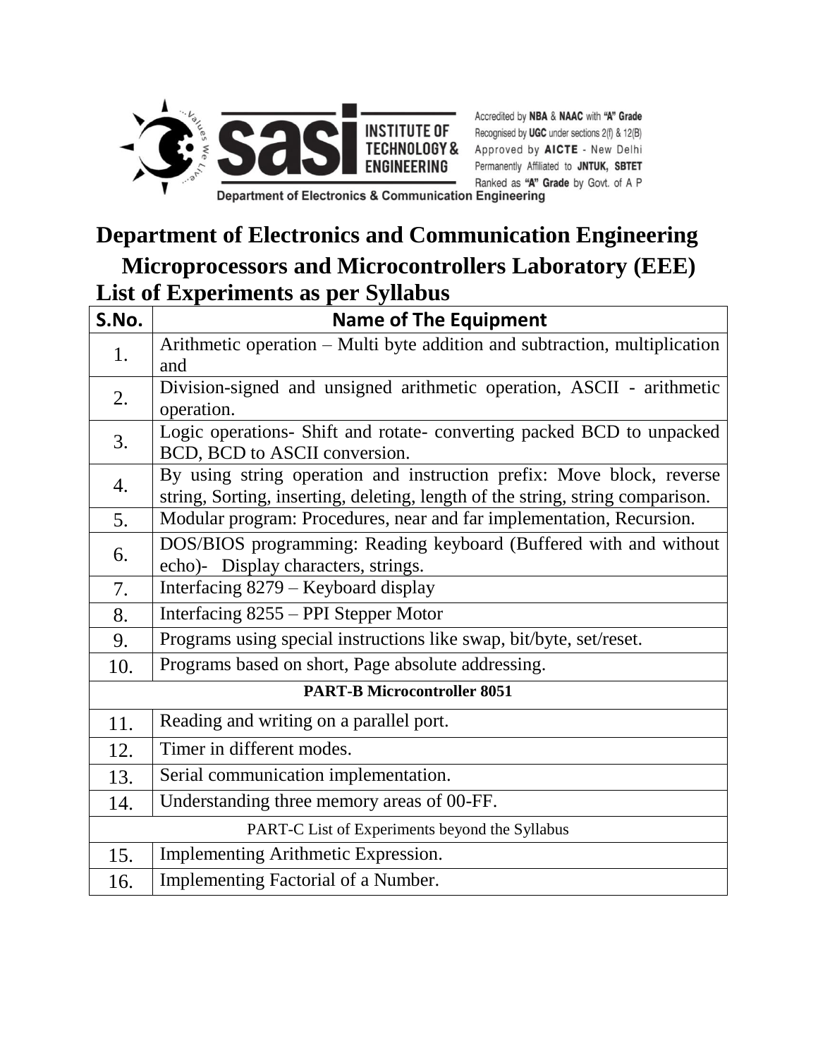Accredited by **NBA** & **NAAC** with **"A" Grade**
Recognised by **UGC** under sections 2(f) & 12(B)
Approved by **AICTE** - New Delhi
Permanently Affiliated to **JNTUK, SBTET**
Ranked as **"A" Grade** by Govt. of A P

**Department of Electronics & Communication Engineering**

# Department of Electronics and Communication Engineering

## Microprocessors and Microcontrollers Laboratory (EEE)

## List of Experiments as per Syllabus

| S.No. | Name of The Equipment |
|---|---|
| 1. | Arithmetic operation – Multi byte addition and subtraction, multiplication and |
| 2. | Division-signed and unsigned arithmetic operation, ASCII - arithmetic operation. |
| 3. | Logic operations- Shift and rotate- converting packed BCD to unpacked BCD, BCD to ASCII conversion. |
| 4. | By using string operation and instruction prefix: Move block, reverse string, Sorting, inserting, deleting, length of the string, string comparison. |
| 5. | Modular program: Procedures, near and far implementation, Recursion. |
| 6. | DOS/BIOS programming: Reading keyboard (Buffered with and without echo)- Display characters, strings. |
| 7. | Interfacing 8279 – Keyboard display |
| 8. | Interfacing 8255 – PPI Stepper Motor |
| 9. | Programs using special instructions like swap, bit/byte, set/reset. |
| 10. | Programs based on short, Page absolute addressing. |
| **PART-B Microcontroller 8051** | |
| 11. | Reading and writing on a parallel port. |
| 12. | Timer in different modes. |
| 13. | Serial communication implementation. |
| 14. | Understanding three memory areas of 00-FF. |
| PART-C List of Experiments beyond the Syllabus | |
| 15. | Implementing Arithmetic Expression. |
| 16. | Implementing Factorial of a Number. |